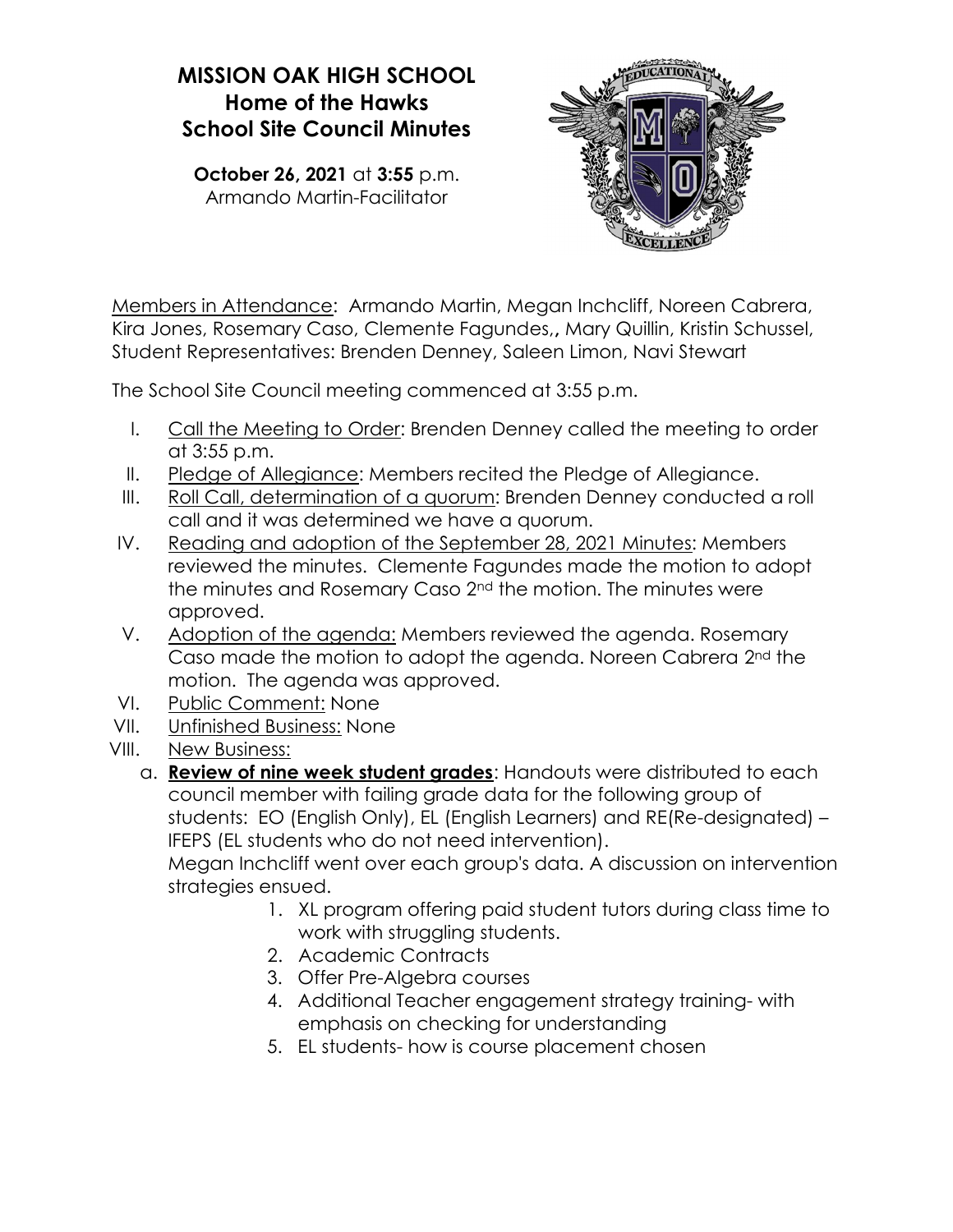# MISSION OAK HIGH SCHOOL
## Home of the Hawks
## School Site Council Minutes

**October 26, 2021** at **3:55** p.m.
Armando Martin-Facilitator

Members in Attendance: Armando Martin, Megan Inchcliff, Noreen Cabrera, Kira Jones, Rosemary Caso, Clemente Fagundes,**,** Mary Quillin, Kristin Schussel, Student Representatives: Brenden Denney, Saleen Limon, Navi Stewart

The School Site Council meeting commenced at 3:55 p.m.

I. Call the Meeting to Order: Brenden Denney called the meeting to order at 3:55 p.m.

II. Pledge of Allegiance: Members recited the Pledge of Allegiance.

III. Roll Call, determination of a quorum: Brenden Denney conducted a roll call and it was determined we have a quorum.

IV. Reading and adoption of the September 28, 2021 Minutes: Members reviewed the minutes. Clemente Fagundes made the motion to adopt the minutes and Rosemary Caso 2nd the motion. The minutes were approved.

V. Adoption of the agenda: Members reviewed the agenda. Rosemary Caso made the motion to adopt the agenda. Noreen Cabrera 2nd the motion. The agenda was approved.

VI. Public Comment: None

VII. Unfinished Business: None

VIII. New Business:

a. **Review of nine week student grades**: Handouts were distributed to each council member with failing grade data for the following group of students: EO (English Only), EL (English Learners) and RE(Re-designated) – IFEPS (EL students who do not need intervention).
Megan Inchcliff went over each group's data. A discussion on intervention strategies ensued.

1. XL program offering paid student tutors during class time to work with struggling students.
2. Academic Contracts
3. Offer Pre-Algebra courses
4. Additional Teacher engagement strategy training- with emphasis on checking for understanding
5. EL students- how is course placement chosen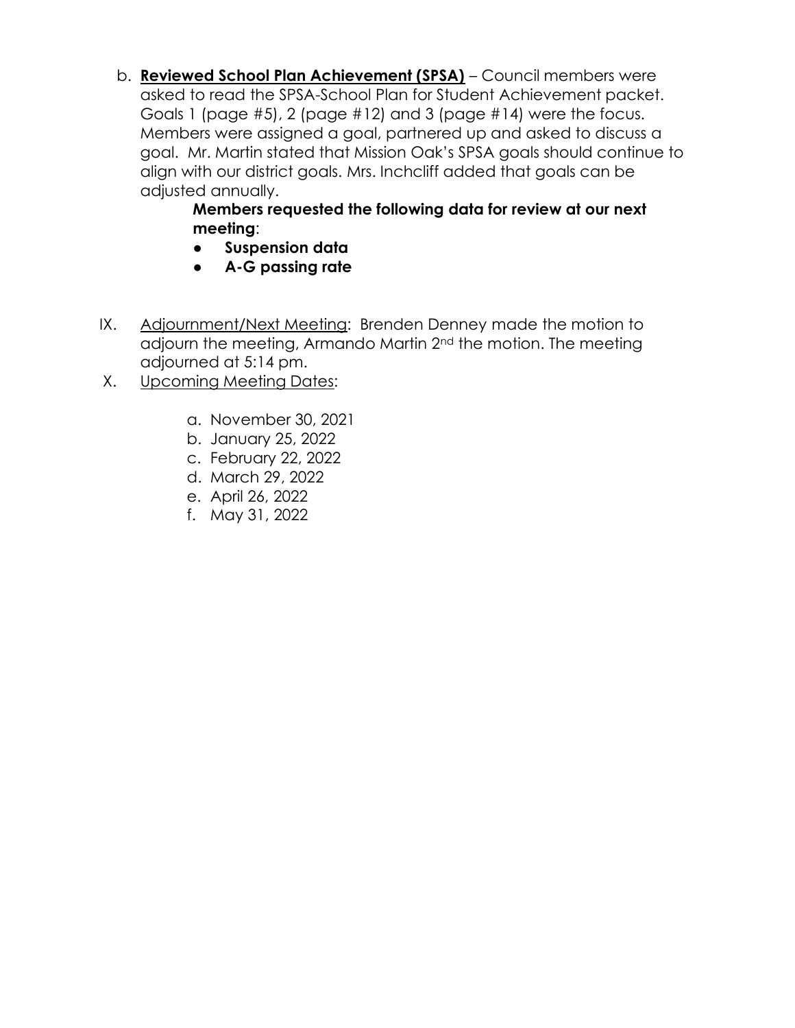b. **Reviewed School Plan Achievement (SPSA)** – Council members were asked to read the SPSA-School Plan for Student Achievement packet. Goals 1 (page #5), 2 (page #12) and 3 (page #14) were the focus. Members were assigned a goal, partnered up and asked to discuss a goal. Mr. Martin stated that Mission Oak's SPSA goals should continue to align with our district goals. Mrs. Inchcliff added that goals can be adjusted annually.

   **Members requested the following data for review at our next meeting**:

   - **Suspension data**
   - **A-G passing rate**

IX. Adjournment/Next Meeting: Brenden Denney made the motion to adjourn the meeting, Armando Martin 2nd the motion. The meeting adjourned at 5:14 pm.

X. Upcoming Meeting Dates:

   a. November 30, 2021
   b. January 25, 2022
   c. February 22, 2022
   d. March 29, 2022
   e. April 26, 2022
   f. May 31, 2022